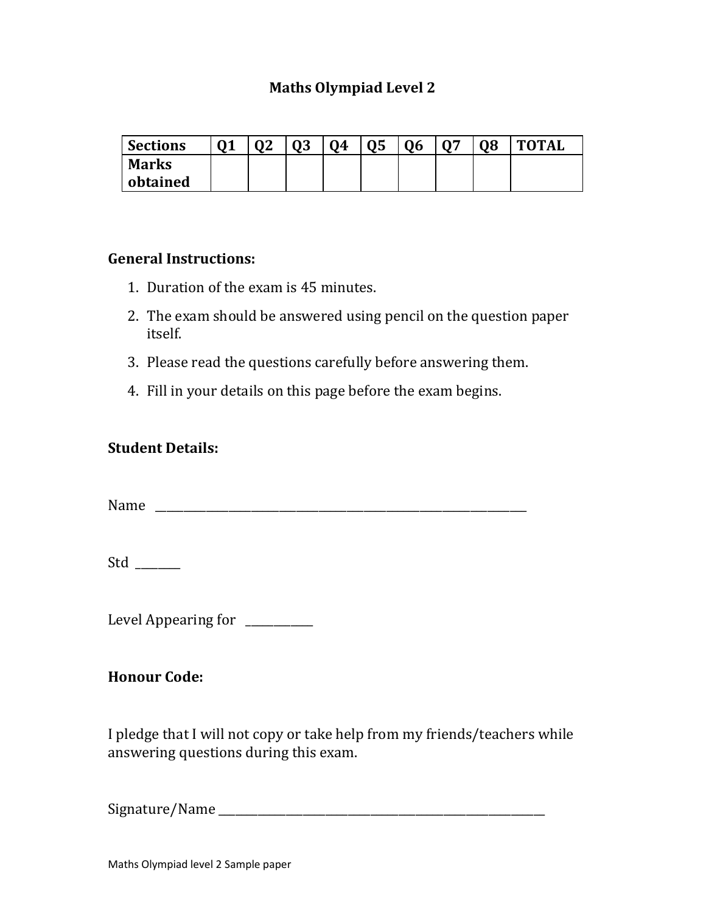# Maths Olympiad Level 2

| Sections | Q1 | Q2 | Q3 | Q4 | Q5 | Q6 | Q7 | Q8 | TOTAL |
|---|---|---|---|---|---|---|---|---|---|
| Marks obtained | | | | | | | | | |

**General Instructions:**

1. Duration of the exam is 45 minutes.
2. The exam should be answered using pencil on the question paper itself.
3. Please read the questions carefully before answering them.
4. Fill in your details on this page before the exam begins.

**Student Details:**

Name ________________________________________________________________

Std ________

Level Appearing for ____________

**Honour Code:**

I pledge that I will not copy or take help from my friends/teachers while answering questions during this exam.

Signature/Name __________________________________________________________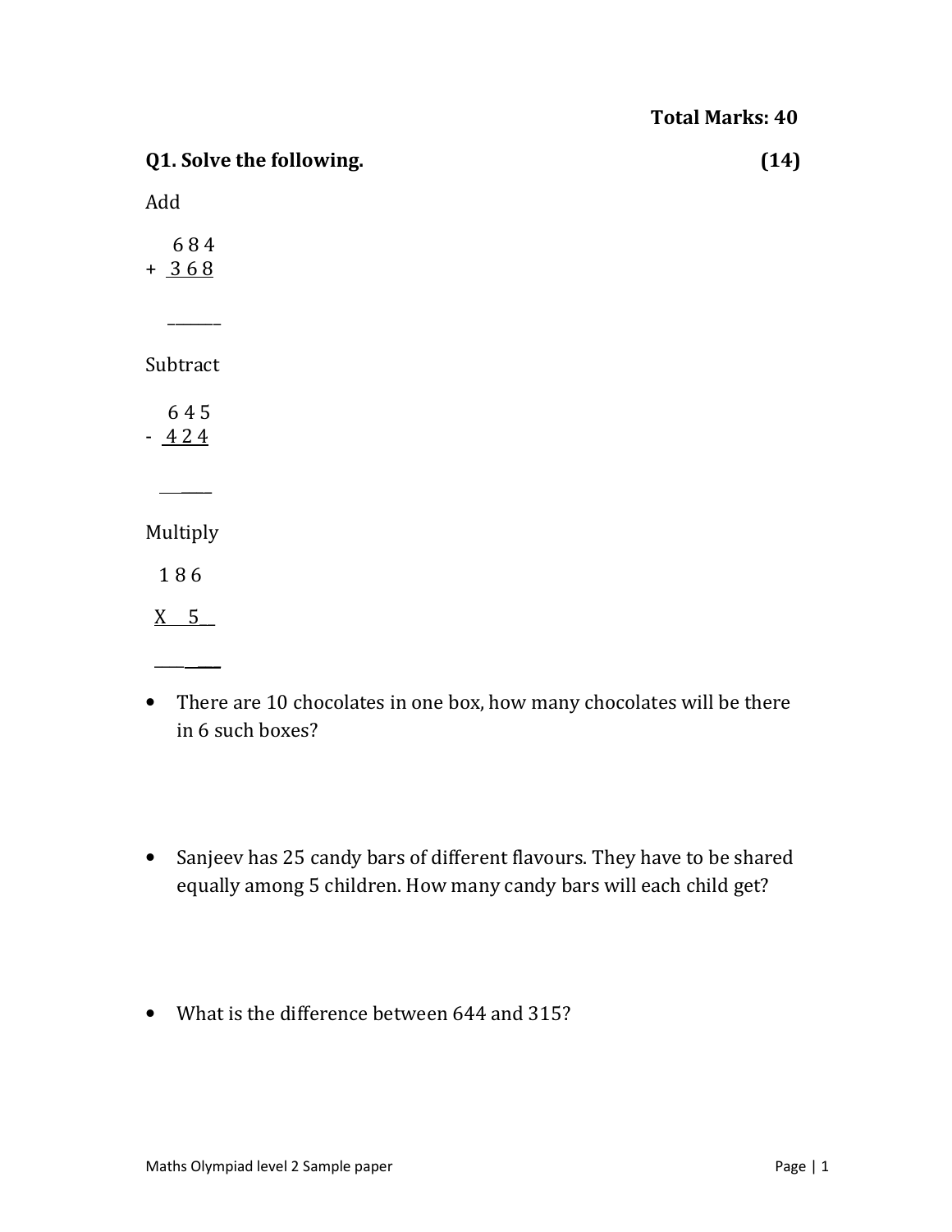**Total Marks: 40**

**Q1. Solve the following. (14)**

Add

```
  6 8 4
+ 3 6 8
_______
```

Subtract

```
  6 4 5
- 4 2 4
_______
```

Multiply

```
  1 8 6
X     5
_______
```

- There are 10 chocolates in one box, how many chocolates will be there in 6 such boxes?

- Sanjeev has 25 candy bars of different flavours. They have to be shared equally among 5 children. How many candy bars will each child get?

- What is the difference between 644 and 315?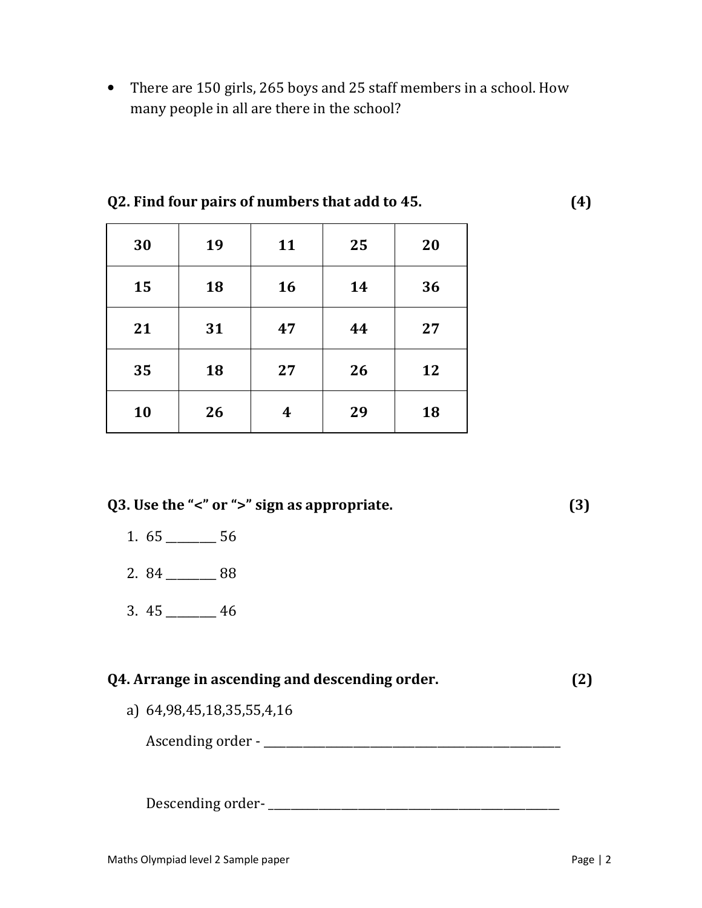- There are 150 girls, 265 boys and 25 staff members in a school. How many people in all are there in the school?

**Q2. Find four pairs of numbers that add to 45.** **(4)**

| 30 | 19 | 11 | 25 | 20 |
|---|---|---|---|---|
| 15 | 18 | 16 | 14 | 36 |
| 21 | 31 | 47 | 44 | 27 |
| 35 | 18 | 27 | 26 | 12 |
| 10 | 26 | 4 | 29 | 18 |

**Q3. Use the "<" or ">" sign as appropriate.** **(3)**

1. 65 ________ 56
2. 84 ________ 88
3. 45 ________ 46

**Q4. Arrange in ascending and descending order.** **(2)**

a) 64,98,45,18,35,55,4,16

Ascending order - ________________________________________________

Descending order- ________________________________________________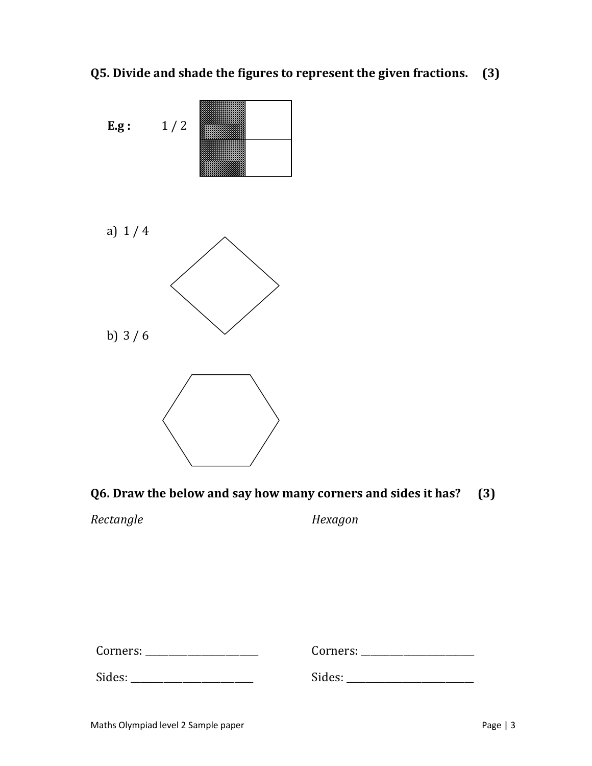**Q5. Divide and shade the figures to represent the given fractions. (3)**

**E.g :** 1 / 2

a) 1 / 4

b) 3 / 6

**Q6. Draw the below and say how many corners and sides it has? (3)**

*Rectangle*

Corners: ______________________

Sides: ______________________

*Hexagon*

Corners: ______________________

Sides: ______________________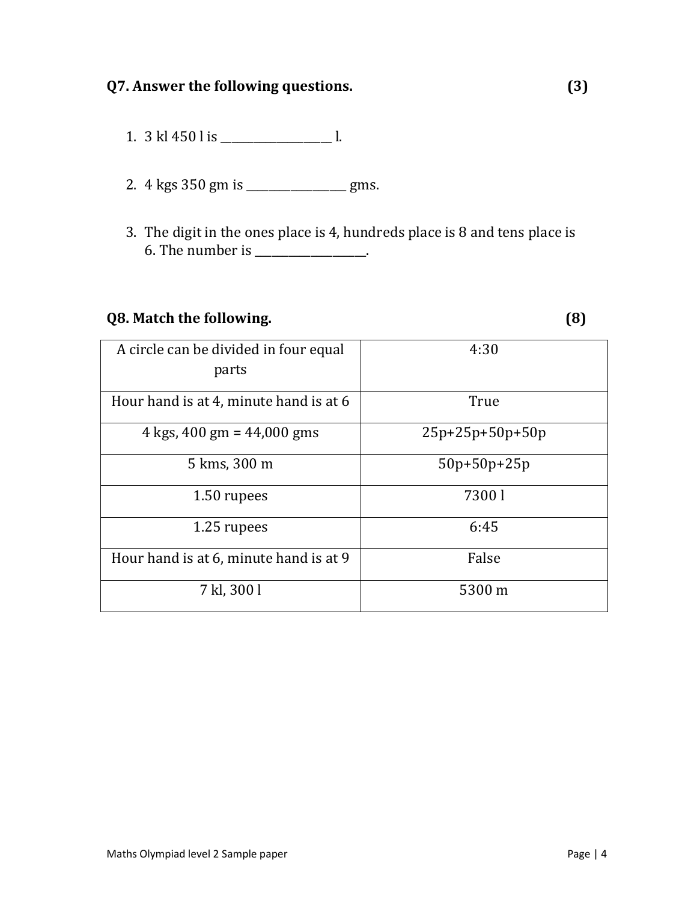### Q7. Answer the following questions. (3)

1. 3 kl 450 l is ____________________ l.

2. 4 kgs 350 gm is __________________ gms.

3. The digit in the ones place is 4, hundreds place is 8 and tens place is 6. The number is ____________________.

### Q8. Match the following. (8)

| | |
|---|---|
| A circle can be divided in four equal parts | 4:30 |
| Hour hand is at 4, minute hand is at 6 | True |
| 4 kgs, 400 gm = 44,000 gms | 25p+25p+50p+50p |
| 5 kms, 300 m | 50p+50p+25p |
| 1.50 rupees | 7300 l |
| 1.25 rupees | 6:45 |
| Hour hand is at 6, minute hand is at 9 | False |
| 7 kl, 300 l | 5300 m |